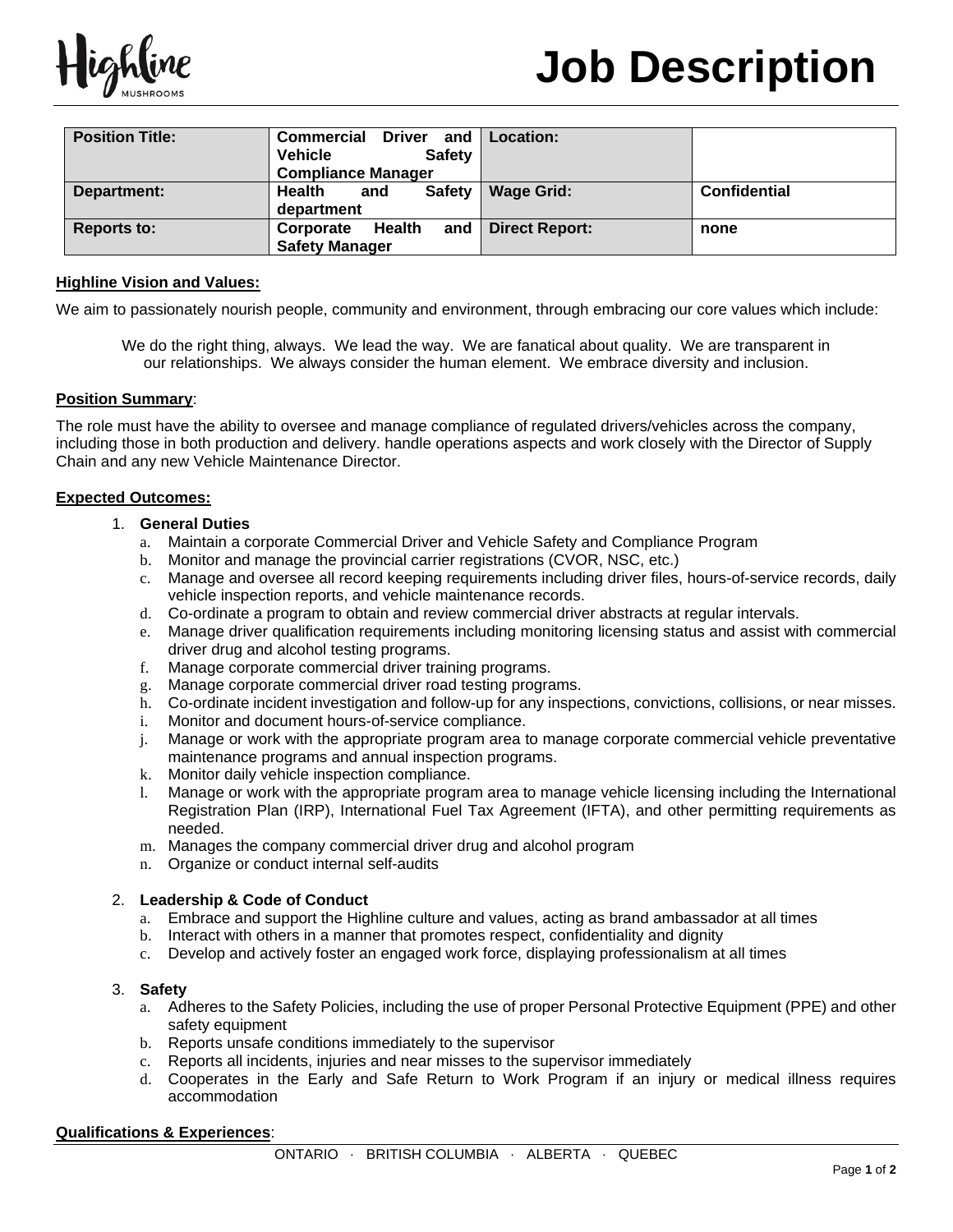# Job Description

| Position Title: | Commercial Driver and Vehicle Safety Compliance Manager | Location: | |
|---|---|---|---|
| Department: | Health and Safety department | Wage Grid: | Confidential |
| Reports to: | Corporate Health and Safety Manager | Direct Report: | none |

**Highline Vision and Values:**

We aim to passionately nourish people, community and environment, through embracing our core values which include:

We do the right thing, always. We lead the way. We are fanatical about quality. We are transparent in our relationships. We always consider the human element. We embrace diversity and inclusion.

**Position Summary**:

The role must have the ability to oversee and manage compliance of regulated drivers/vehicles across the company, including those in both production and delivery. handle operations aspects and work closely with the Director of Supply Chain and any new Vehicle Maintenance Director.

**Expected Outcomes:**

1. **General Duties**
   a. Maintain a corporate Commercial Driver and Vehicle Safety and Compliance Program
   b. Monitor and manage the provincial carrier registrations (CVOR, NSC, etc.)
   c. Manage and oversee all record keeping requirements including driver files, hours-of-service records, daily vehicle inspection reports, and vehicle maintenance records.
   d. Co-ordinate a program to obtain and review commercial driver abstracts at regular intervals.
   e. Manage driver qualification requirements including monitoring licensing status and assist with commercial driver drug and alcohol testing programs.
   f. Manage corporate commercial driver training programs.
   g. Manage corporate commercial driver road testing programs.
   h. Co-ordinate incident investigation and follow-up for any inspections, convictions, collisions, or near misses.
   i. Monitor and document hours-of-service compliance.
   j. Manage or work with the appropriate program area to manage corporate commercial vehicle preventative maintenance programs and annual inspection programs.
   k. Monitor daily vehicle inspection compliance.
   l. Manage or work with the appropriate program area to manage vehicle licensing including the International Registration Plan (IRP), International Fuel Tax Agreement (IFTA), and other permitting requirements as needed.
   m. Manages the company commercial driver drug and alcohol program
   n. Organize or conduct internal self-audits

2. **Leadership & Code of Conduct**
   a. Embrace and support the Highline culture and values, acting as brand ambassador at all times
   b. Interact with others in a manner that promotes respect, confidentiality and dignity
   c. Develop and actively foster an engaged work force, displaying professionalism at all times

3. **Safety**
   a. Adheres to the Safety Policies, including the use of proper Personal Protective Equipment (PPE) and other safety equipment
   b. Reports unsafe conditions immediately to the supervisor
   c. Reports all incidents, injuries and near misses to the supervisor immediately
   d. Cooperates in the Early and Safe Return to Work Program if an injury or medical illness requires accommodation

**Qualifications & Experiences**: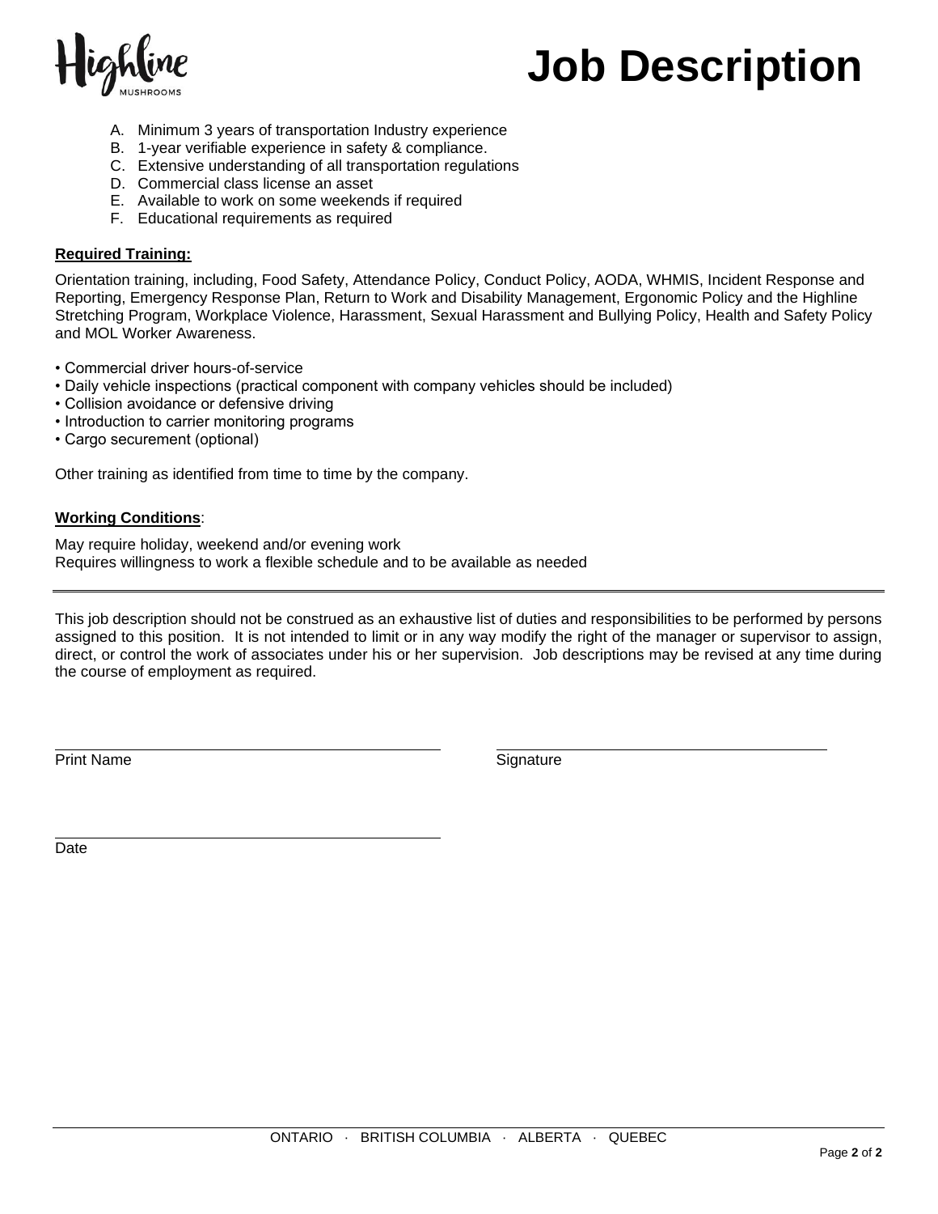A. Minimum 3 years of transportation Industry experience
B. 1-year verifiable experience in safety & compliance.
C. Extensive understanding of all transportation regulations
D. Commercial class license an asset
E. Available to work on some weekends if required
F. Educational requirements as required

**Required Training:**

Orientation training, including, Food Safety, Attendance Policy, Conduct Policy, AODA, WHMIS, Incident Response and Reporting, Emergency Response Plan, Return to Work and Disability Management, Ergonomic Policy and the Highline Stretching Program, Workplace Violence, Harassment, Sexual Harassment and Bullying Policy, Health and Safety Policy and MOL Worker Awareness.

- Commercial driver hours-of-service
- Daily vehicle inspections (practical component with company vehicles should be included)
- Collision avoidance or defensive driving
- Introduction to carrier monitoring programs
- Cargo securement (optional)

Other training as identified from time to time by the company.

**Working Conditions**:

May require holiday, weekend and/or evening work
Requires willingness to work a flexible schedule and to be available as needed

---

This job description should not be construed as an exhaustive list of duties and responsibilities to be performed by persons assigned to this position. It is not intended to limit or in any way modify the right of the manager or supervisor to assign, direct, or control the work of associates under his or her supervision. Job descriptions may be revised at any time during the course of employment as required.

\_\_\_\_\_\_\_\_\_\_\_\_\_\_\_\_\_\_\_\_\_\_\_\_\_\_\_\_\_\_\_\_\_\_
Print Name

\_\_\_\_\_\_\_\_\_\_\_\_\_\_\_\_\_\_\_\_\_\_\_\_\_\_\_\_\_\_\_\_\_\_
Signature

\_\_\_\_\_\_\_\_\_\_\_\_\_\_\_\_\_\_\_\_\_\_\_\_\_\_\_\_\_\_\_\_\_\_
Date

ONTARIO · BRITISH COLUMBIA · ALBERTA · QUEBEC